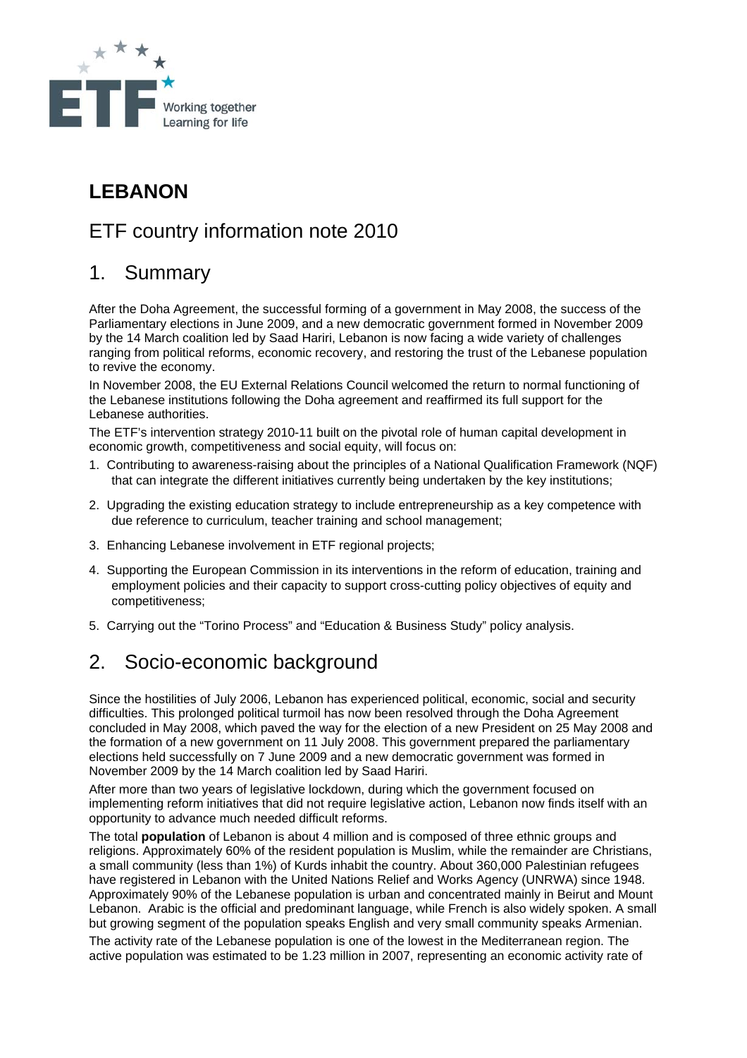# LEBANON

## ETF country information note 2010

## 1. Summary

After the Doha Agreement, the successful forming of a government in May 2008, the success of the Parliamentary elections in June 2009, and a new democratic government formed in November 2009 by the 14 March coalition led by Saad Hariri, Lebanon is now facing a wide variety of challenges ranging from political reforms, economic recovery, and restoring the trust of the Lebanese population to revive the economy.

In November 2008, the EU External Relations Council welcomed the return to normal functioning of the Lebanese institutions following the Doha agreement and reaffirmed its full support for the Lebanese authorities.

The ETF's intervention strategy 2010-11 built on the pivotal role of human capital development in economic growth, competitiveness and social equity, will focus on:

1. Contributing to awareness-raising about the principles of a National Qualification Framework (NQF) that can integrate the different initiatives currently being undertaken by the key institutions;
2. Upgrading the existing education strategy to include entrepreneurship as a key competence with due reference to curriculum, teacher training and school management;
3. Enhancing Lebanese involvement in ETF regional projects;
4. Supporting the European Commission in its interventions in the reform of education, training and employment policies and their capacity to support cross-cutting policy objectives of equity and competitiveness;
5. Carrying out the "Torino Process" and "Education & Business Study" policy analysis.

## 2. Socio-economic background

Since the hostilities of July 2006, Lebanon has experienced political, economic, social and security difficulties. This prolonged political turmoil has now been resolved through the Doha Agreement concluded in May 2008, which paved the way for the election of a new President on 25 May 2008 and the formation of a new government on 11 July 2008. This government prepared the parliamentary elections held successfully on 7 June 2009 and a new democratic government was formed in November 2009 by the 14 March coalition led by Saad Hariri.

After more than two years of legislative lockdown, during which the government focused on implementing reform initiatives that did not require legislative action, Lebanon now finds itself with an opportunity to advance much needed difficult reforms.

The total **population** of Lebanon is about 4 million and is composed of three ethnic groups and religions. Approximately 60% of the resident population is Muslim, while the remainder are Christians, a small community (less than 1%) of Kurds inhabit the country. About 360,000 Palestinian refugees have registered in Lebanon with the United Nations Relief and Works Agency (UNRWA) since 1948. Approximately 90% of the Lebanese population is urban and concentrated mainly in Beirut and Mount Lebanon. Arabic is the official and predominant language, while French is also widely spoken. A small but growing segment of the population speaks English and very small community speaks Armenian.

The activity rate of the Lebanese population is one of the lowest in the Mediterranean region. The active population was estimated to be 1.23 million in 2007, representing an economic activity rate of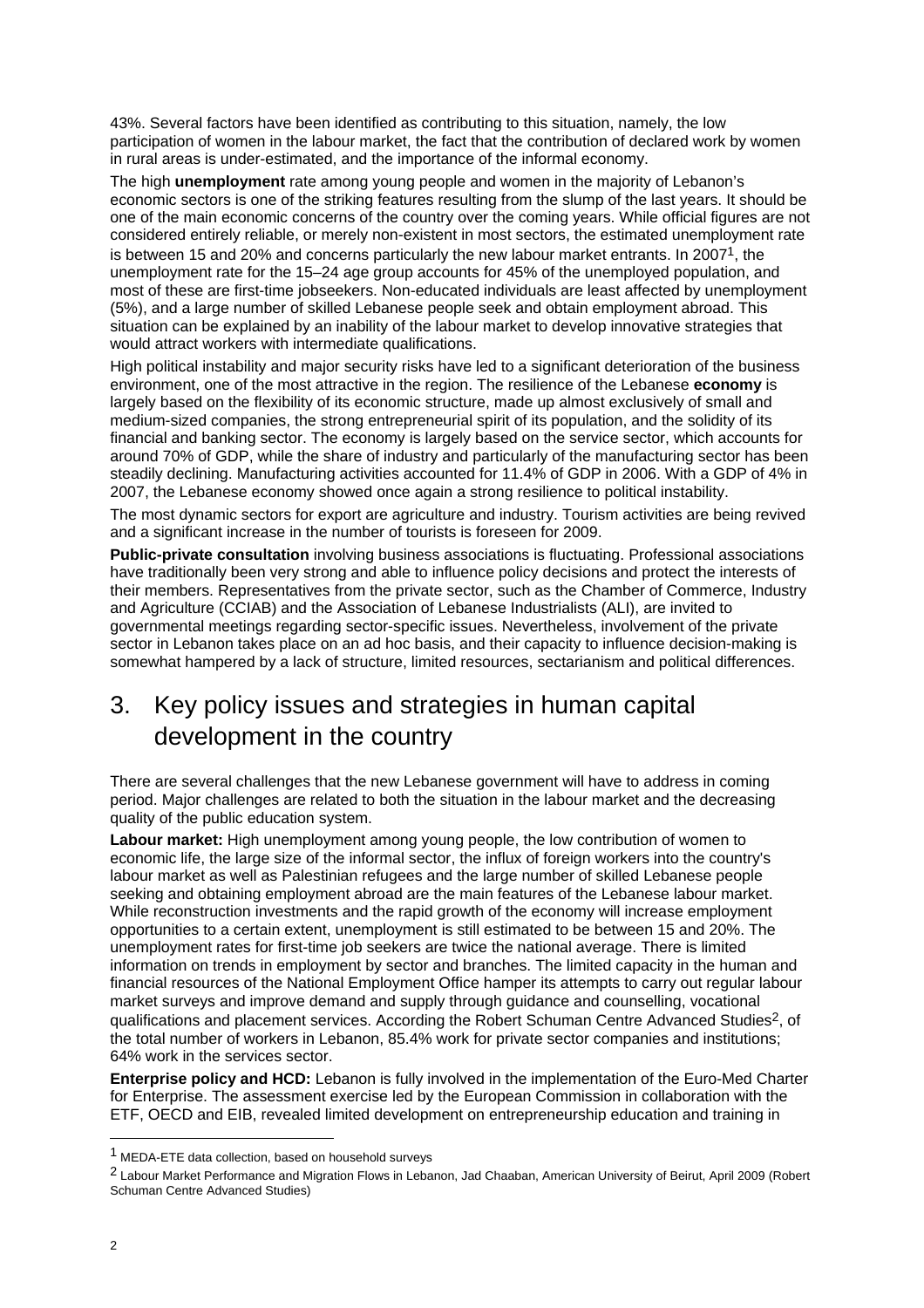43%. Several factors have been identified as contributing to this situation, namely, the low participation of women in the labour market, the fact that the contribution of declared work by women in rural areas is under-estimated, and the importance of the informal economy.

The high **unemployment** rate among young people and women in the majority of Lebanon's economic sectors is one of the striking features resulting from the slump of the last years. It should be one of the main economic concerns of the country over the coming years. While official figures are not considered entirely reliable, or merely non-existent in most sectors, the estimated unemployment rate is between 15 and 20% and concerns particularly the new labour market entrants. In 2007[1], the unemployment rate for the 15–24 age group accounts for 45% of the unemployed population, and most of these are first-time jobseekers. Non-educated individuals are least affected by unemployment (5%), and a large number of skilled Lebanese people seek and obtain employment abroad. This situation can be explained by an inability of the labour market to develop innovative strategies that would attract workers with intermediate qualifications.

High political instability and major security risks have led to a significant deterioration of the business environment, one of the most attractive in the region. The resilience of the Lebanese **economy** is largely based on the flexibility of its economic structure, made up almost exclusively of small and medium-sized companies, the strong entrepreneurial spirit of its population, and the solidity of its financial and banking sector. The economy is largely based on the service sector, which accounts for around 70% of GDP, while the share of industry and particularly of the manufacturing sector has been steadily declining. Manufacturing activities accounted for 11.4% of GDP in 2006. With a GDP of 4% in 2007, the Lebanese economy showed once again a strong resilience to political instability.

The most dynamic sectors for export are agriculture and industry. Tourism activities are being revived and a significant increase in the number of tourists is foreseen for 2009.

**Public-private consultation** involving business associations is fluctuating. Professional associations have traditionally been very strong and able to influence policy decisions and protect the interests of their members. Representatives from the private sector, such as the Chamber of Commerce, Industry and Agriculture (CCIAB) and the Association of Lebanese Industrialists (ALI), are invited to governmental meetings regarding sector-specific issues. Nevertheless, involvement of the private sector in Lebanon takes place on an ad hoc basis, and their capacity to influence decision-making is somewhat hampered by a lack of structure, limited resources, sectarianism and political differences.

# 3. Key policy issues and strategies in human capital development in the country

There are several challenges that the new Lebanese government will have to address in coming period. Major challenges are related to both the situation in the labour market and the decreasing quality of the public education system.

**Labour market:** High unemployment among young people, the low contribution of women to economic life, the large size of the informal sector, the influx of foreign workers into the country's labour market as well as Palestinian refugees and the large number of skilled Lebanese people seeking and obtaining employment abroad are the main features of the Lebanese labour market. While reconstruction investments and the rapid growth of the economy will increase employment opportunities to a certain extent, unemployment is still estimated to be between 15 and 20%. The unemployment rates for first-time job seekers are twice the national average. There is limited information on trends in employment by sector and branches. The limited capacity in the human and financial resources of the National Employment Office hamper its attempts to carry out regular labour market surveys and improve demand and supply through guidance and counselling, vocational qualifications and placement services. According the Robert Schuman Centre Advanced Studies[2], of the total number of workers in Lebanon, 85.4% work for private sector companies and institutions; 64% work in the services sector.

**Enterprise policy and HCD:** Lebanon is fully involved in the implementation of the Euro-Med Charter for Enterprise. The assessment exercise led by the European Commission in collaboration with the ETF, OECD and EIB, revealed limited development on entrepreneurship education and training in

---

[1] MEDA-ETE data collection, based on household surveys

[2] Labour Market Performance and Migration Flows in Lebanon, Jad Chaaban, American University of Beirut, April 2009 (Robert Schuman Centre Advanced Studies)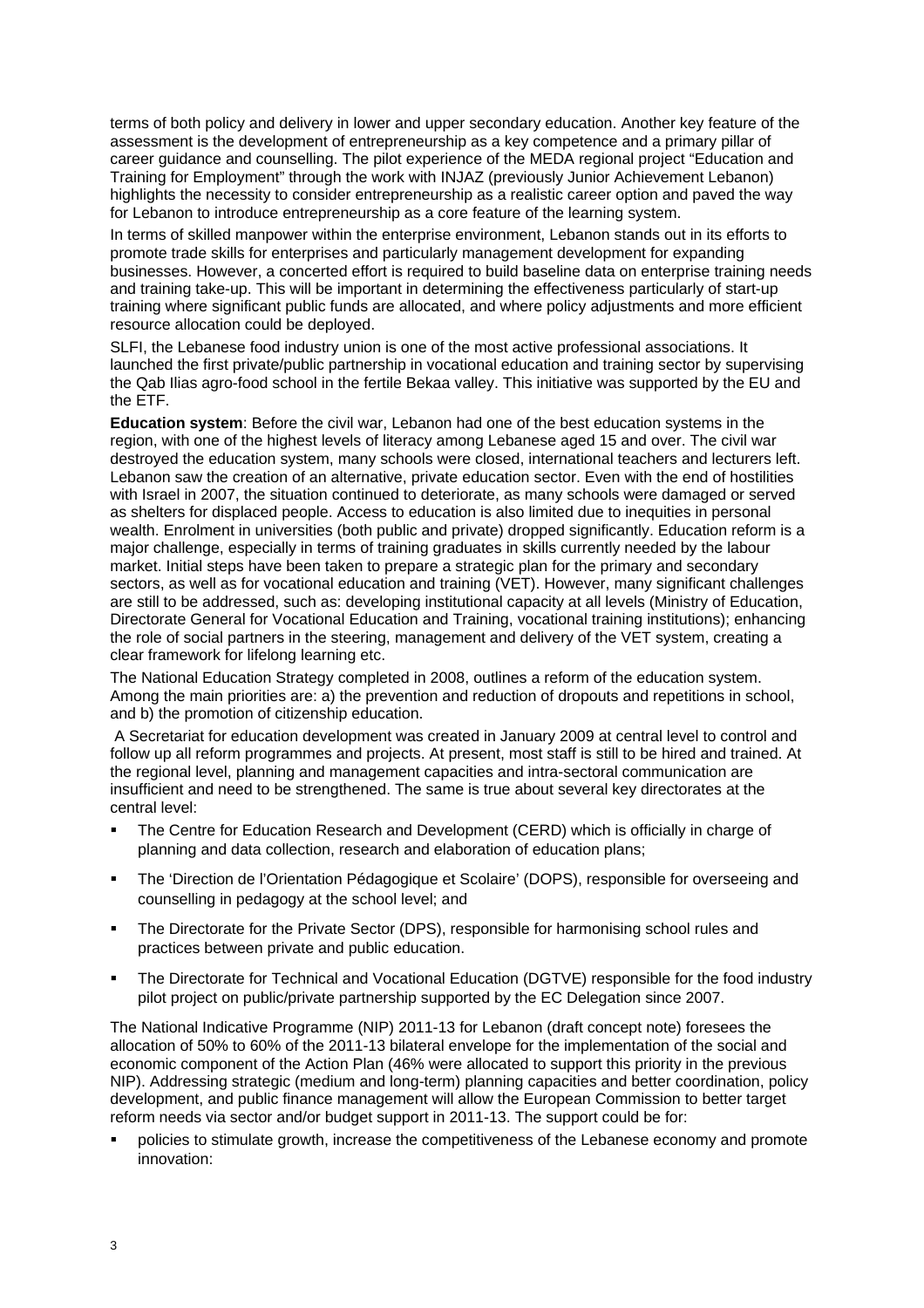terms of both policy and delivery in lower and upper secondary education. Another key feature of the assessment is the development of entrepreneurship as a key competence and a primary pillar of career guidance and counselling. The pilot experience of the MEDA regional project "Education and Training for Employment" through the work with INJAZ (previously Junior Achievement Lebanon) highlights the necessity to consider entrepreneurship as a realistic career option and paved the way for Lebanon to introduce entrepreneurship as a core feature of the learning system.

In terms of skilled manpower within the enterprise environment, Lebanon stands out in its efforts to promote trade skills for enterprises and particularly management development for expanding businesses. However, a concerted effort is required to build baseline data on enterprise training needs and training take-up. This will be important in determining the effectiveness particularly of start-up training where significant public funds are allocated, and where policy adjustments and more efficient resource allocation could be deployed.

SLFI, the Lebanese food industry union is one of the most active professional associations. It launched the first private/public partnership in vocational education and training sector by supervising the Qab Ilias agro-food school in the fertile Bekaa valley. This initiative was supported by the EU and the ETF.

**Education system**: Before the civil war, Lebanon had one of the best education systems in the region, with one of the highest levels of literacy among Lebanese aged 15 and over. The civil war destroyed the education system, many schools were closed, international teachers and lecturers left. Lebanon saw the creation of an alternative, private education sector. Even with the end of hostilities with Israel in 2007, the situation continued to deteriorate, as many schools were damaged or served as shelters for displaced people. Access to education is also limited due to inequities in personal wealth. Enrolment in universities (both public and private) dropped significantly. Education reform is a major challenge, especially in terms of training graduates in skills currently needed by the labour market. Initial steps have been taken to prepare a strategic plan for the primary and secondary sectors, as well as for vocational education and training (VET). However, many significant challenges are still to be addressed, such as: developing institutional capacity at all levels (Ministry of Education, Directorate General for Vocational Education and Training, vocational training institutions); enhancing the role of social partners in the steering, management and delivery of the VET system, creating a clear framework for lifelong learning etc.

The National Education Strategy completed in 2008, outlines a reform of the education system. Among the main priorities are: a) the prevention and reduction of dropouts and repetitions in school, and b) the promotion of citizenship education.

A Secretariat for education development was created in January 2009 at central level to control and follow up all reform programmes and projects. At present, most staff is still to be hired and trained. At the regional level, planning and management capacities and intra-sectoral communication are insufficient and need to be strengthened. The same is true about several key directorates at the central level:

- The Centre for Education Research and Development (CERD) which is officially in charge of planning and data collection, research and elaboration of education plans;
- The 'Direction de l'Orientation Pédagogique et Scolaire' (DOPS), responsible for overseeing and counselling in pedagogy at the school level; and
- The Directorate for the Private Sector (DPS), responsible for harmonising school rules and practices between private and public education.
- The Directorate for Technical and Vocational Education (DGTVE) responsible for the food industry pilot project on public/private partnership supported by the EC Delegation since 2007.

The National Indicative Programme (NIP) 2011-13 for Lebanon (draft concept note) foresees the allocation of 50% to 60% of the 2011-13 bilateral envelope for the implementation of the social and economic component of the Action Plan (46% were allocated to support this priority in the previous NIP). Addressing strategic (medium and long-term) planning capacities and better coordination, policy development, and public finance management will allow the European Commission to better target reform needs via sector and/or budget support in 2011-13. The support could be for:

- policies to stimulate growth, increase the competitiveness of the Lebanese economy and promote innovation: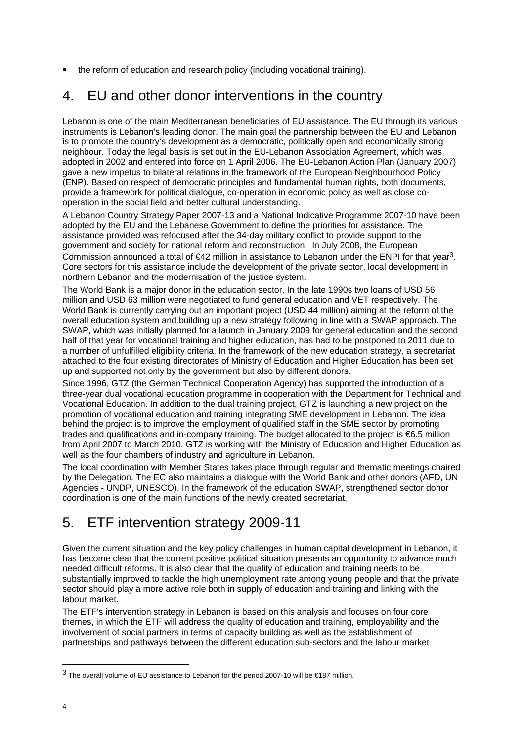- the reform of education and research policy (including vocational training).

# 4. EU and other donor interventions in the country

Lebanon is one of the main Mediterranean beneficiaries of EU assistance. The EU through its various instruments is Lebanon's leading donor. The main goal the partnership between the EU and Lebanon is to promote the country's development as a democratic, politically open and economically strong neighbour. Today the legal basis is set out in the EU-Lebanon Association Agreement, which was adopted in 2002 and entered into force on 1 April 2006. The EU-Lebanon Action Plan (January 2007) gave a new impetus to bilateral relations in the framework of the European Neighbourhood Policy (ENP). Based on respect of democratic principles and fundamental human rights, both documents, provide a framework for political dialogue, co-operation in economic policy as well as close co-operation in the social field and better cultural understanding.

A Lebanon Country Strategy Paper 2007-13 and a National Indicative Programme 2007-10 have been adopted by the EU and the Lebanese Government to define the priorities for assistance. The assistance provided was refocused after the 34-day military conflict to provide support to the government and society for national reform and reconstruction. In July 2008, the European Commission announced a total of €42 million in assistance to Lebanon under the ENPI for that year[3]. Core sectors for this assistance include the development of the private sector, local development in northern Lebanon and the modernisation of the justice system.

The World Bank is a major donor in the education sector. In the late 1990s two loans of USD 56 million and USD 63 million were negotiated to fund general education and VET respectively. The World Bank is currently carrying out an important project (USD 44 million) aiming at the reform of the overall education system and building up a new strategy following in line with a SWAP approach. The SWAP, which was initially planned for a launch in January 2009 for general education and the second half of that year for vocational training and higher education, has had to be postponed to 2011 due to a number of unfulfilled eligibility criteria. In the framework of the new education strategy, a secretariat attached to the four existing directorates of Ministry of Education and Higher Education has been set up and supported not only by the government but also by different donors.

Since 1996, GTZ (the German Technical Cooperation Agency) has supported the introduction of a three-year dual vocational education programme in cooperation with the Department for Technical and Vocational Education. In addition to the dual training project, GTZ is launching a new project on the promotion of vocational education and training integrating SME development in Lebanon. The idea behind the project is to improve the employment of qualified staff in the SME sector by promoting trades and qualifications and in-company training. The budget allocated to the project is €6.5 million from April 2007 to March 2010. GTZ is working with the Ministry of Education and Higher Education as well as the four chambers of industry and agriculture in Lebanon.

The local coordination with Member States takes place through regular and thematic meetings chaired by the Delegation. The EC also maintains a dialogue with the World Bank and other donors (AFD, UN Agencies - UNDP, UNESCO). In the framework of the education SWAP, strengthened sector donor coordination is one of the main functions of the newly created secretariat.

# 5. ETF intervention strategy 2009-11

Given the current situation and the key policy challenges in human capital development in Lebanon, it has become clear that the current positive political situation presents an opportunity to advance much needed difficult reforms. It is also clear that the quality of education and training needs to be substantially improved to tackle the high unemployment rate among young people and that the private sector should play a more active role both in supply of education and training and linking with the labour market.

The ETF's intervention strategy in Lebanon is based on this analysis and focuses on four core themes, in which the ETF will address the quality of education and training, employability and the involvement of social partners in terms of capacity building as well as the establishment of partnerships and pathways between the different education sub-sectors and the labour market

---

[3] The overall volume of EU assistance to Lebanon for the period 2007-10 will be €187 million.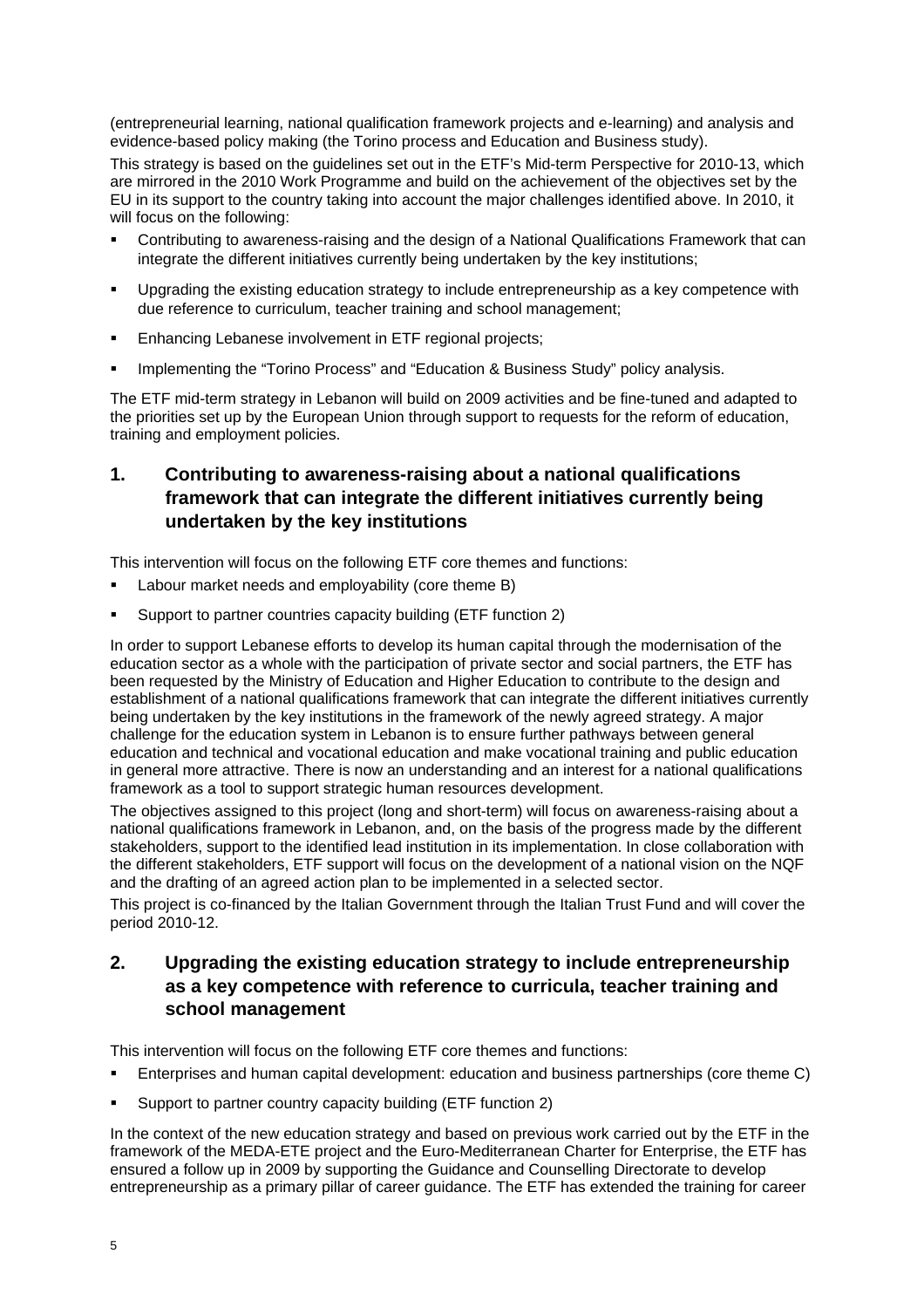(entrepreneurial learning, national qualification framework projects and e-learning) and analysis and evidence-based policy making (the Torino process and Education and Business study).

This strategy is based on the guidelines set out in the ETF's Mid-term Perspective for 2010-13, which are mirrored in the 2010 Work Programme and build on the achievement of the objectives set by the EU in its support to the country taking into account the major challenges identified above. In 2010, it will focus on the following:

- Contributing to awareness-raising and the design of a National Qualifications Framework that can integrate the different initiatives currently being undertaken by the key institutions;
- Upgrading the existing education strategy to include entrepreneurship as a key competence with due reference to curriculum, teacher training and school management;
- Enhancing Lebanese involvement in ETF regional projects;
- Implementing the "Torino Process" and "Education & Business Study" policy analysis.

The ETF mid-term strategy in Lebanon will build on 2009 activities and be fine-tuned and adapted to the priorities set up by the European Union through support to requests for the reform of education, training and employment policies.

## 1. Contributing to awareness-raising about a national qualifications framework that can integrate the different initiatives currently being undertaken by the key institutions

This intervention will focus on the following ETF core themes and functions:

- Labour market needs and employability (core theme B)
- Support to partner countries capacity building (ETF function 2)

In order to support Lebanese efforts to develop its human capital through the modernisation of the education sector as a whole with the participation of private sector and social partners, the ETF has been requested by the Ministry of Education and Higher Education to contribute to the design and establishment of a national qualifications framework that can integrate the different initiatives currently being undertaken by the key institutions in the framework of the newly agreed strategy. A major challenge for the education system in Lebanon is to ensure further pathways between general education and technical and vocational education and make vocational training and public education in general more attractive. There is now an understanding and an interest for a national qualifications framework as a tool to support strategic human resources development.

The objectives assigned to this project (long and short-term) will focus on awareness-raising about a national qualifications framework in Lebanon, and, on the basis of the progress made by the different stakeholders, support to the identified lead institution in its implementation. In close collaboration with the different stakeholders, ETF support will focus on the development of a national vision on the NQF and the drafting of an agreed action plan to be implemented in a selected sector.

This project is co-financed by the Italian Government through the Italian Trust Fund and will cover the period 2010-12.

## 2. Upgrading the existing education strategy to include entrepreneurship as a key competence with reference to curricula, teacher training and school management

This intervention will focus on the following ETF core themes and functions:

- Enterprises and human capital development: education and business partnerships (core theme C)
- Support to partner country capacity building (ETF function 2)

In the context of the new education strategy and based on previous work carried out by the ETF in the framework of the MEDA-ETE project and the Euro-Mediterranean Charter for Enterprise, the ETF has ensured a follow up in 2009 by supporting the Guidance and Counselling Directorate to develop entrepreneurship as a primary pillar of career guidance. The ETF has extended the training for career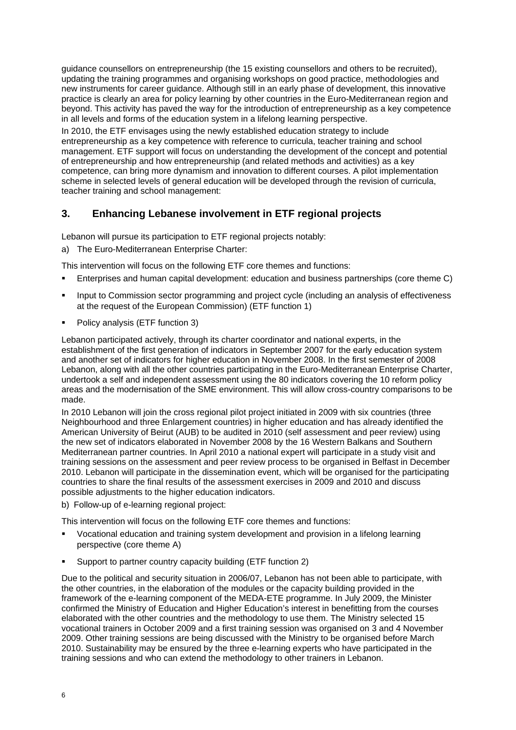guidance counsellors on entrepreneurship (the 15 existing counsellors and others to be recruited), updating the training programmes and organising workshops on good practice, methodologies and new instruments for career guidance. Although still in an early phase of development, this innovative practice is clearly an area for policy learning by other countries in the Euro-Mediterranean region and beyond. This activity has paved the way for the introduction of entrepreneurship as a key competence in all levels and forms of the education system in a lifelong learning perspective.

In 2010, the ETF envisages using the newly established education strategy to include entrepreneurship as a key competence with reference to curricula, teacher training and school management. ETF support will focus on understanding the development of the concept and potential of entrepreneurship and how entrepreneurship (and related methods and activities) as a key competence, can bring more dynamism and innovation to different courses. A pilot implementation scheme in selected levels of general education will be developed through the revision of curricula, teacher training and school management:

## 3. Enhancing Lebanese involvement in ETF regional projects

Lebanon will pursue its participation to ETF regional projects notably:

a) The Euro-Mediterranean Enterprise Charter:

This intervention will focus on the following ETF core themes and functions:

- Enterprises and human capital development: education and business partnerships (core theme C)
- Input to Commission sector programming and project cycle (including an analysis of effectiveness at the request of the European Commission) (ETF function 1)
- Policy analysis (ETF function 3)

Lebanon participated actively, through its charter coordinator and national experts, in the establishment of the first generation of indicators in September 2007 for the early education system and another set of indicators for higher education in November 2008. In the first semester of 2008 Lebanon, along with all the other countries participating in the Euro-Mediterranean Enterprise Charter, undertook a self and independent assessment using the 80 indicators covering the 10 reform policy areas and the modernisation of the SME environment. This will allow cross-country comparisons to be made.

In 2010 Lebanon will join the cross regional pilot project initiated in 2009 with six countries (three Neighbourhood and three Enlargement countries) in higher education and has already identified the American University of Beirut (AUB) to be audited in 2010 (self assessment and peer review) using the new set of indicators elaborated in November 2008 by the 16 Western Balkans and Southern Mediterranean partner countries. In April 2010 a national expert will participate in a study visit and training sessions on the assessment and peer review process to be organised in Belfast in December 2010. Lebanon will participate in the dissemination event, which will be organised for the participating countries to share the final results of the assessment exercises in 2009 and 2010 and discuss possible adjustments to the higher education indicators.

b) Follow-up of e-learning regional project:

This intervention will focus on the following ETF core themes and functions:

- Vocational education and training system development and provision in a lifelong learning perspective (core theme A)
- Support to partner country capacity building (ETF function 2)

Due to the political and security situation in 2006/07, Lebanon has not been able to participate, with the other countries, in the elaboration of the modules or the capacity building provided in the framework of the e-learning component of the MEDA-ETE programme. In July 2009, the Minister confirmed the Ministry of Education and Higher Education's interest in benefitting from the courses elaborated with the other countries and the methodology to use them. The Ministry selected 15 vocational trainers in October 2009 and a first training session was organised on 3 and 4 November 2009. Other training sessions are being discussed with the Ministry to be organised before March 2010. Sustainability may be ensured by the three e-learning experts who have participated in the training sessions and who can extend the methodology to other trainers in Lebanon.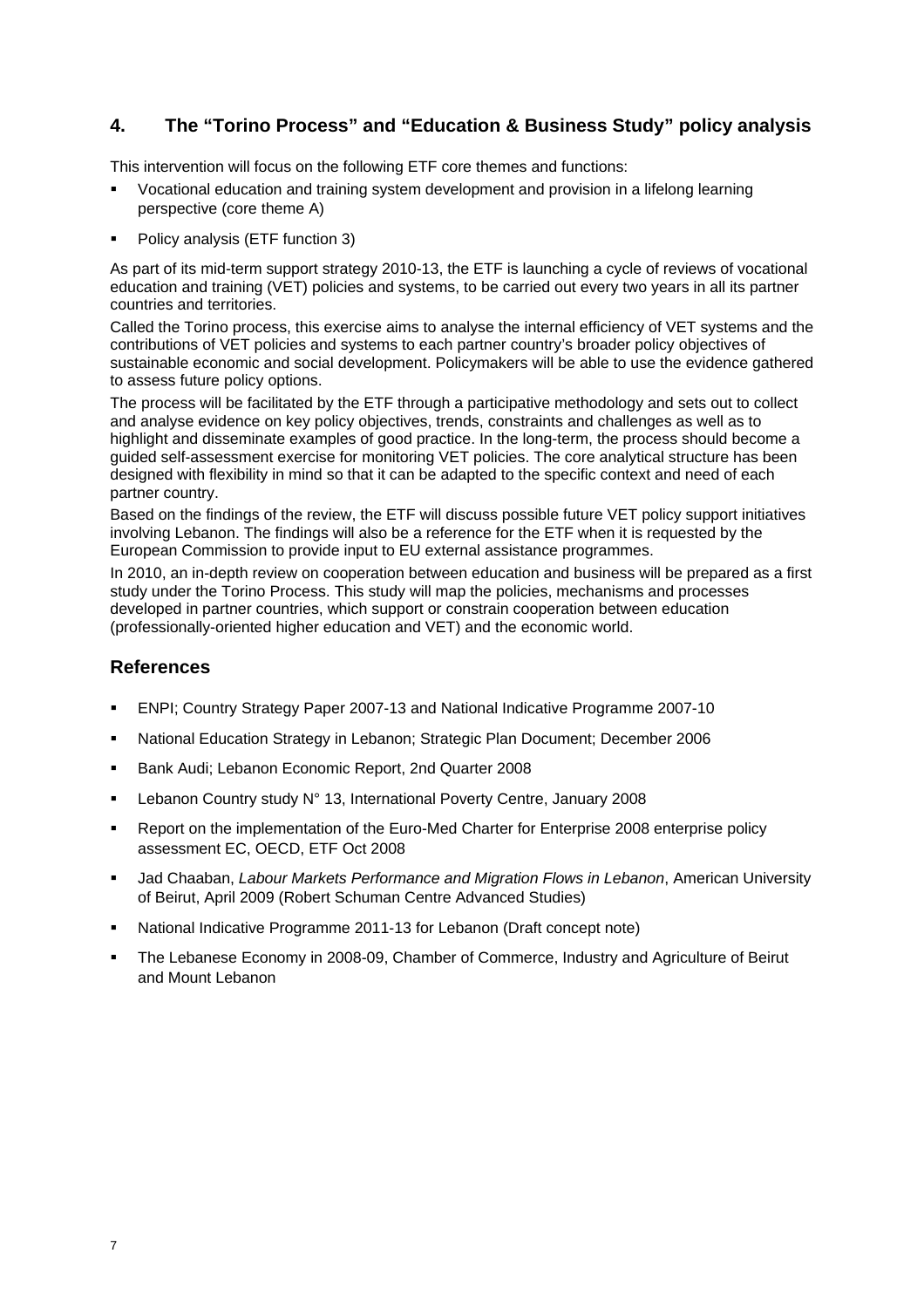## 4. The "Torino Process" and "Education & Business Study" policy analysis

This intervention will focus on the following ETF core themes and functions:

- Vocational education and training system development and provision in a lifelong learning perspective (core theme A)
- Policy analysis (ETF function 3)

As part of its mid-term support strategy 2010-13, the ETF is launching a cycle of reviews of vocational education and training (VET) policies and systems, to be carried out every two years in all its partner countries and territories.

Called the Torino process, this exercise aims to analyse the internal efficiency of VET systems and the contributions of VET policies and systems to each partner country's broader policy objectives of sustainable economic and social development. Policymakers will be able to use the evidence gathered to assess future policy options.

The process will be facilitated by the ETF through a participative methodology and sets out to collect and analyse evidence on key policy objectives, trends, constraints and challenges as well as to highlight and disseminate examples of good practice. In the long-term, the process should become a guided self-assessment exercise for monitoring VET policies. The core analytical structure has been designed with flexibility in mind so that it can be adapted to the specific context and need of each partner country.

Based on the findings of the review, the ETF will discuss possible future VET policy support initiatives involving Lebanon. The findings will also be a reference for the ETF when it is requested by the European Commission to provide input to EU external assistance programmes.

In 2010, an in-depth review on cooperation between education and business will be prepared as a first study under the Torino Process. This study will map the policies, mechanisms and processes developed in partner countries, which support or constrain cooperation between education (professionally-oriented higher education and VET) and the economic world.

## References

- ENPI; Country Strategy Paper 2007-13 and National Indicative Programme 2007-10
- National Education Strategy in Lebanon; Strategic Plan Document; December 2006
- Bank Audi; Lebanon Economic Report, 2nd Quarter 2008
- Lebanon Country study N° 13, International Poverty Centre, January 2008
- Report on the implementation of the Euro-Med Charter for Enterprise 2008 enterprise policy assessment EC, OECD, ETF Oct 2008
- Jad Chaaban, *Labour Markets Performance and Migration Flows in Lebanon*, American University of Beirut, April 2009 (Robert Schuman Centre Advanced Studies)
- National Indicative Programme 2011-13 for Lebanon (Draft concept note)
- The Lebanese Economy in 2008-09, Chamber of Commerce, Industry and Agriculture of Beirut and Mount Lebanon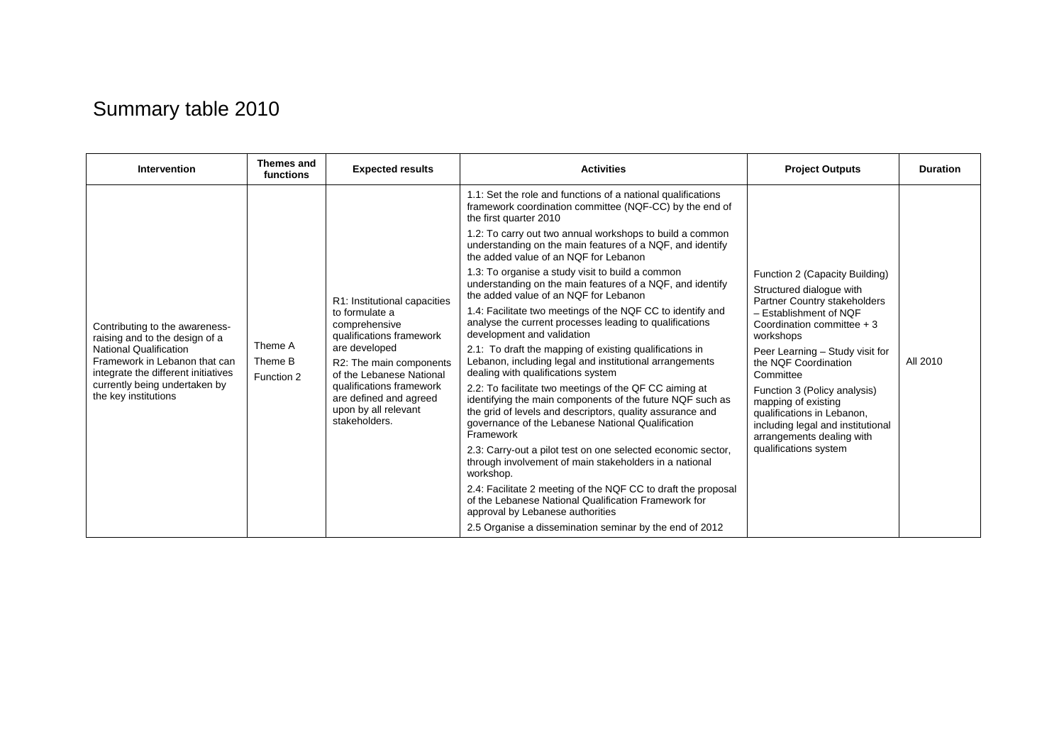# Summary table 2010

| Intervention | Themes and functions | Expected results | Activities | Project Outputs | Duration |
|---|---|---|---|---|---|
| Contributing to the awareness-raising and to the design of a National Qualification Framework in Lebanon that can integrate the different initiatives currently being undertaken by the key institutions | Theme A<br>Theme B<br>Function 2 | R1: Institutional capacities to formulate a comprehensive qualifications framework are developed<br>R2: The main components of the Lebanese National qualifications framework are defined and agreed upon by all relevant stakeholders. | 1.1: Set the role and functions of a national qualifications framework coordination committee (NQF-CC) by the end of the first quarter 2010<br>1.2: To carry out two annual workshops to build a common understanding on the main features of a NQF, and identify the added value of an NQF for Lebanon<br>1.3: To organise a study visit to build a common understanding on the main features of a NQF, and identify the added value of an NQF for Lebanon<br>1.4: Facilitate two meetings of the NQF CC to identify and analyse the current processes leading to qualifications development and validation<br>2.1: To draft the mapping of existing qualifications in Lebanon, including legal and institutional arrangements dealing with qualifications system<br>2.2: To facilitate two meetings of the QF CC aiming at identifying the main components of the future NQF such as the grid of levels and descriptors, quality assurance and governance of the Lebanese National Qualification Framework<br>2.3: Carry-out a pilot test on one selected economic sector, through involvement of main stakeholders in a national workshop.<br>2.4: Facilitate 2 meeting of the NQF CC to draft the proposal of the Lebanese National Qualification Framework for approval by Lebanese authorities<br>2.5 Organise a dissemination seminar by the end of 2012 | Function 2 (Capacity Building)<br>Structured dialogue with Partner Country stakeholders – Establishment of NQF Coordination committee + 3 workshops<br>Peer Learning – Study visit for the NQF Coordination Committee<br>Function 3 (Policy analysis) mapping of existing qualifications in Lebanon, including legal and institutional arrangements dealing with qualifications system | All 2010 |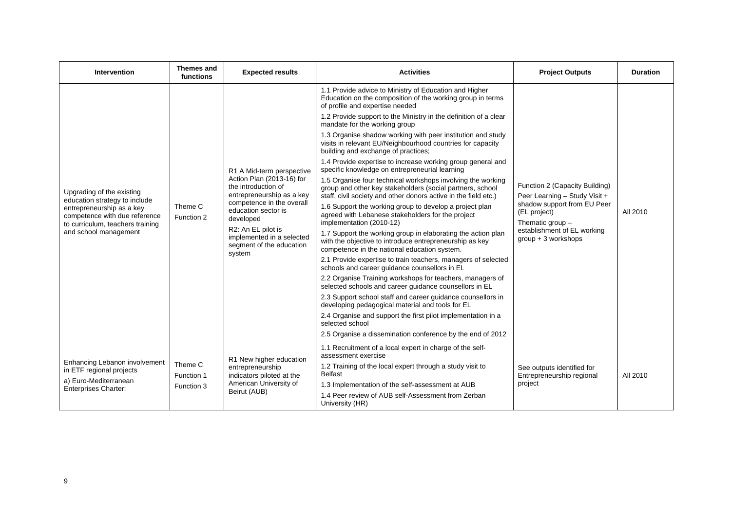| Intervention | Themes and functions | Expected results | Activities | Project Outputs | Duration |
|---|---|---|---|---|---|
| Upgrading of the existing education strategy to include entrepreneurship as a key competence with due reference to curriculum, teachers training and school management | Theme C Function 2 | R1 A Mid-term perspective Action Plan (2013-16) for the introduction of entrepreneurship as a key competence in the overall education sector is developed<br>R2: An EL pilot is implemented in a selected segment of the education system | 1.1 Provide advice to Ministry of Education and Higher Education on the composition of the working group in terms of profile and expertise needed<br>1.2 Provide support to the Ministry in the definition of a clear mandate for the working group<br>1.3 Organise shadow working with peer institution and study visits in relevant EU/Neighbourhood countries for capacity building and exchange of practices;<br>1.4 Provide expertise to increase working group general and specific knowledge on entrepreneurial learning<br>1.5 Organise four technical workshops involving the working group and other key stakeholders (social partners, school staff, civil society and other donors active in the field etc.)<br>1.6 Support the working group to develop a project plan agreed with Lebanese stakeholders for the project implementation (2010-12)<br>1.7 Support the working group in elaborating the action plan with the objective to introduce entrepreneurship as key competence in the national education system.<br>2.1 Provide expertise to train teachers, managers of selected schools and career guidance counsellors in EL<br>2.2 Organise Training workshops for teachers, managers of selected schools and career guidance counsellors in EL<br>2.3 Support school staff and career guidance counsellors in developing pedagogical material and tools for EL<br>2.4 Organise and support the first pilot implementation in a selected school<br>2.5 Organise a dissemination conference by the end of 2012 | Function 2 (Capacity Building)<br>Peer Learning – Study Visit + shadow support from EU Peer (EL project)<br>Thematic group – establishment of EL working group + 3 workshops | All 2010 |
| Enhancing Lebanon involvement in ETF regional projects<br>a) Euro-Mediterranean Enterprises Charter: | Theme C<br>Function 1<br>Function 3 | R1 New higher education entrepreneurship indicators piloted at the American University of Beirut (AUB) | 1.1 Recruitment of a local expert in charge of the self-assessment exercise<br>1.2 Training of the local expert through a study visit to Belfast<br>1.3 Implementation of the self-assessment at AUB<br>1.4 Peer review of AUB self-Assessment from Zerban University (HR) | See outputs identified for Entrepreneurship regional project | All 2010 |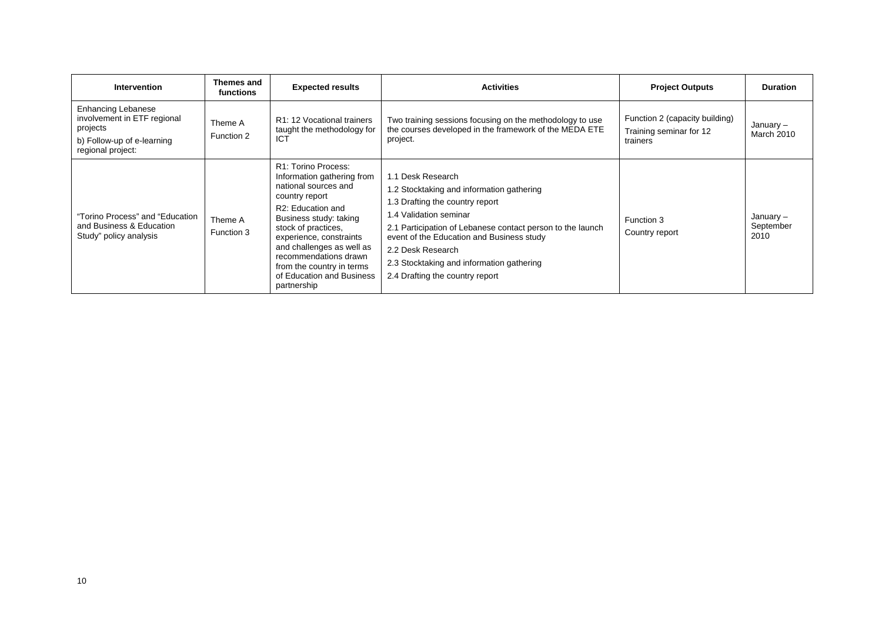| Intervention | Themes and functions | Expected results | Activities | Project Outputs | Duration |
|---|---|---|---|---|---|
| Enhancing Lebanese involvement in ETF regional projects<br>b) Follow-up of e-learning regional project: | Theme A<br>Function 2 | R1: 12 Vocational trainers taught the methodology for ICT | Two training sessions focusing on the methodology to use the courses developed in the framework of the MEDA ETE project. | Function 2 (capacity building)<br>Training seminar for 12 trainers | January – March 2010 |
| "Torino Process" and "Education and Business & Education Study" policy analysis | Theme A<br>Function 3 | R1: Torino Process: Information gathering from national sources and country report<br>R2: Education and Business study: taking stock of practices, experience, constraints and challenges as well as recommendations drawn from the country in terms of Education and Business partnership | 1.1 Desk Research<br>1.2 Stocktaking and information gathering<br>1.3 Drafting the country report<br>1.4 Validation seminar<br>2.1 Participation of Lebanese contact person to the launch event of the Education and Business study<br>2.2 Desk Research<br>2.3 Stocktaking and information gathering<br>2.4 Drafting the country report | Function 3<br>Country report | January – September 2010 |